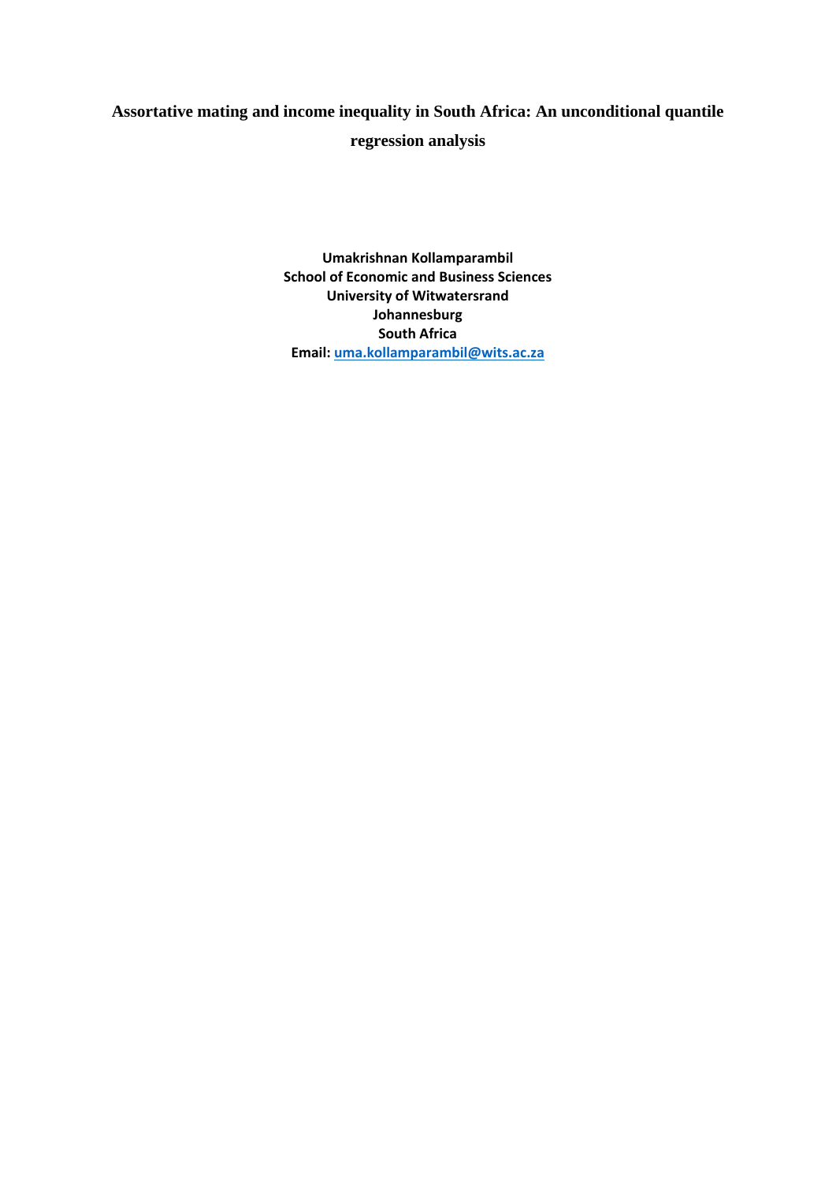# Assortative mating and income inequality in South Africa: An unconditional quantile regression analysis

**Umakrishnan Kollamparambil**
**School of Economic and Business Sciences**
**University of Witwatersrand**
**Johannesburg**
**South Africa**
**Email: uma.kollamparambil@wits.ac.za**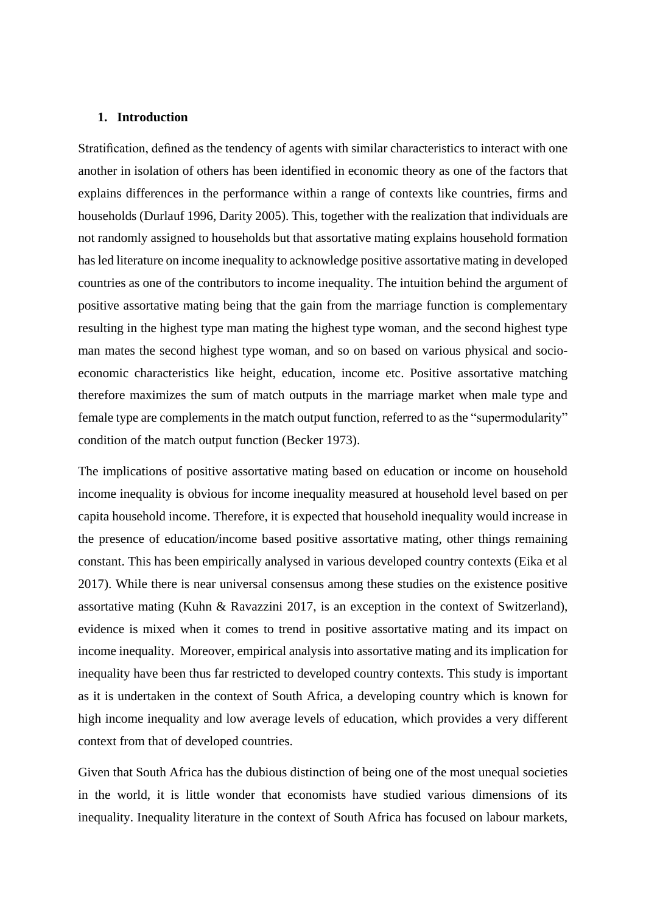## 1. Introduction

Stratification, defined as the tendency of agents with similar characteristics to interact with one another in isolation of others has been identified in economic theory as one of the factors that explains differences in the performance within a range of contexts like countries, firms and households (Durlauf 1996, Darity 2005). This, together with the realization that individuals are not randomly assigned to households but that assortative mating explains household formation has led literature on income inequality to acknowledge positive assortative mating in developed countries as one of the contributors to income inequality. The intuition behind the argument of positive assortative mating being that the gain from the marriage function is complementary resulting in the highest type man mating the highest type woman, and the second highest type man mates the second highest type woman, and so on based on various physical and socio-economic characteristics like height, education, income etc. Positive assortative matching therefore maximizes the sum of match outputs in the marriage market when male type and female type are complements in the match output function, referred to as the "supermodularity" condition of the match output function (Becker 1973).

The implications of positive assortative mating based on education or income on household income inequality is obvious for income inequality measured at household level based on per capita household income. Therefore, it is expected that household inequality would increase in the presence of education/income based positive assortative mating, other things remaining constant. This has been empirically analysed in various developed country contexts (Eika et al 2017). While there is near universal consensus among these studies on the existence positive assortative mating (Kuhn & Ravazzini 2017, is an exception in the context of Switzerland), evidence is mixed when it comes to trend in positive assortative mating and its impact on income inequality. Moreover, empirical analysis into assortative mating and its implication for inequality have been thus far restricted to developed country contexts. This study is important as it is undertaken in the context of South Africa, a developing country which is known for high income inequality and low average levels of education, which provides a very different context from that of developed countries.

Given that South Africa has the dubious distinction of being one of the most unequal societies in the world, it is little wonder that economists have studied various dimensions of its inequality. Inequality literature in the context of South Africa has focused on labour markets,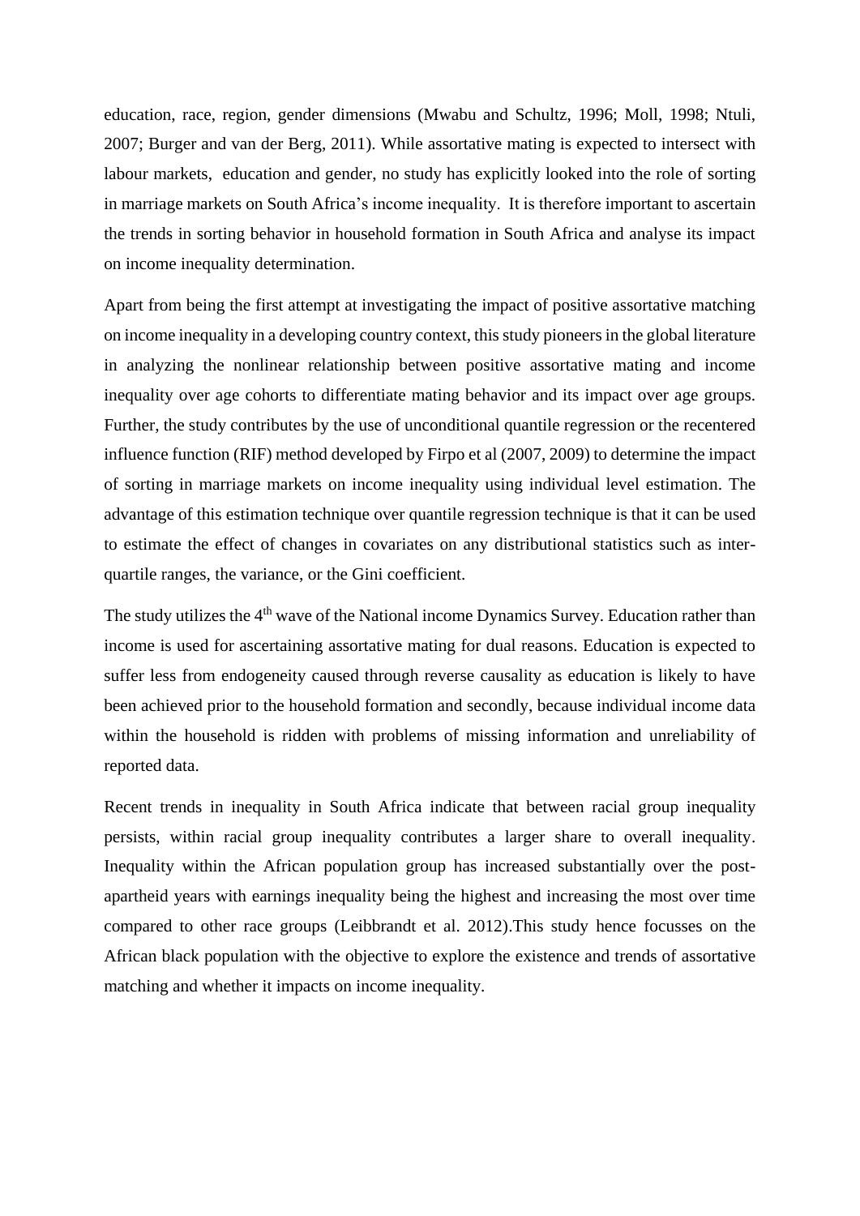education, race, region, gender dimensions (Mwabu and Schultz, 1996; Moll, 1998; Ntuli, 2007; Burger and van der Berg, 2011). While assortative mating is expected to intersect with labour markets, education and gender, no study has explicitly looked into the role of sorting in marriage markets on South Africa's income inequality. It is therefore important to ascertain the trends in sorting behavior in household formation in South Africa and analyse its impact on income inequality determination.

Apart from being the first attempt at investigating the impact of positive assortative matching on income inequality in a developing country context, this study pioneers in the global literature in analyzing the nonlinear relationship between positive assortative mating and income inequality over age cohorts to differentiate mating behavior and its impact over age groups. Further, the study contributes by the use of unconditional quantile regression or the recentered influence function (RIF) method developed by Firpo et al (2007, 2009) to determine the impact of sorting in marriage markets on income inequality using individual level estimation. The advantage of this estimation technique over quantile regression technique is that it can be used to estimate the effect of changes in covariates on any distributional statistics such as inter-quartile ranges, the variance, or the Gini coefficient.

The study utilizes the 4th wave of the National income Dynamics Survey. Education rather than income is used for ascertaining assortative mating for dual reasons. Education is expected to suffer less from endogeneity caused through reverse causality as education is likely to have been achieved prior to the household formation and secondly, because individual income data within the household is ridden with problems of missing information and unreliability of reported data.

Recent trends in inequality in South Africa indicate that between racial group inequality persists, within racial group inequality contributes a larger share to overall inequality. Inequality within the African population group has increased substantially over the post-apartheid years with earnings inequality being the highest and increasing the most over time compared to other race groups (Leibbrandt et al. 2012).This study hence focusses on the African black population with the objective to explore the existence and trends of assortative matching and whether it impacts on income inequality.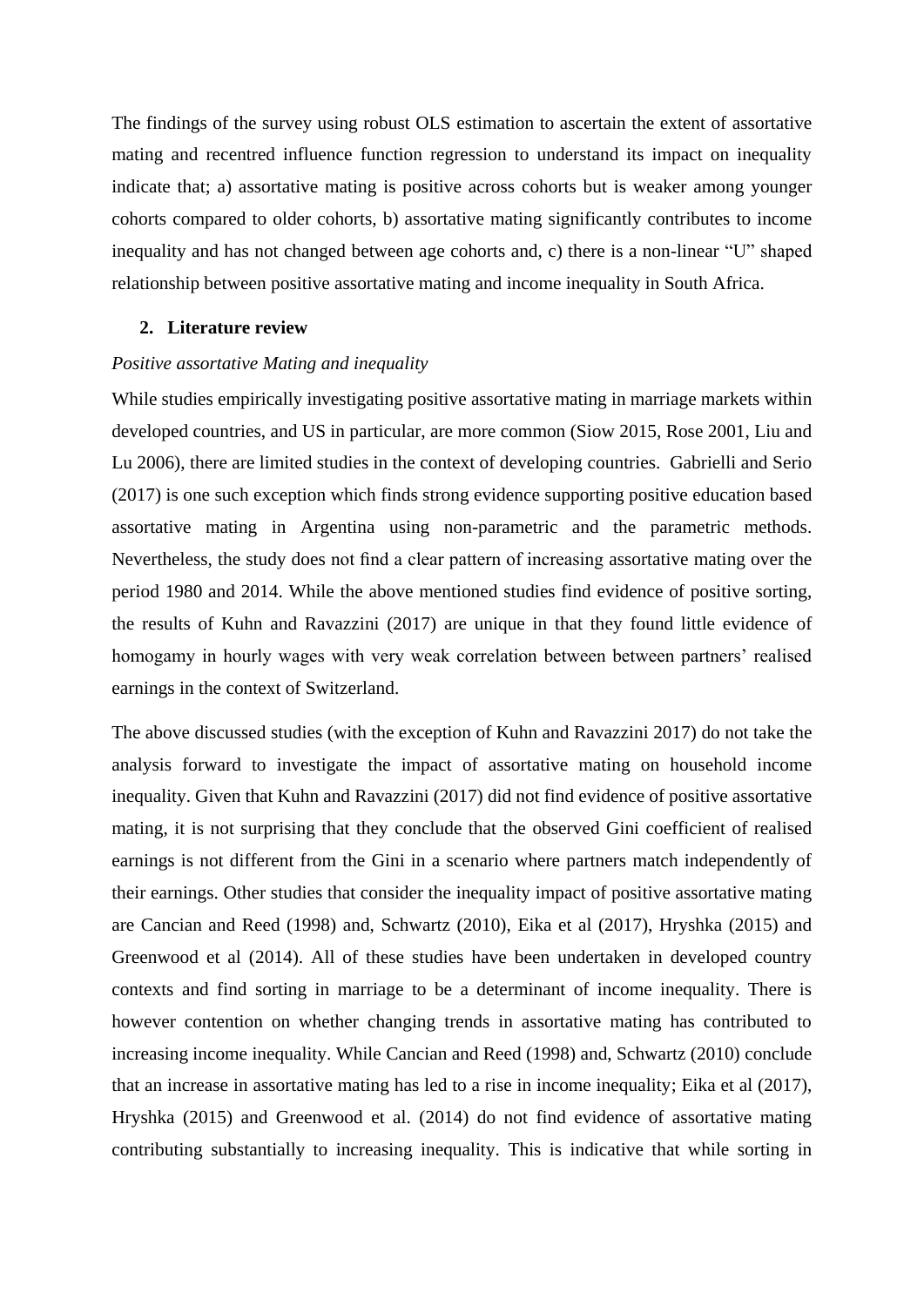The findings of the survey using robust OLS estimation to ascertain the extent of assortative mating and recentred influence function regression to understand its impact on inequality indicate that; a) assortative mating is positive across cohorts but is weaker among younger cohorts compared to older cohorts, b) assortative mating significantly contributes to income inequality and has not changed between age cohorts and, c) there is a non-linear "U" shaped relationship between positive assortative mating and income inequality in South Africa.

## 2. Literature review

*Positive assortative Mating and inequality*

While studies empirically investigating positive assortative mating in marriage markets within developed countries, and US in particular, are more common (Siow 2015, Rose 2001, Liu and Lu 2006), there are limited studies in the context of developing countries. Gabrielli and Serio (2017) is one such exception which finds strong evidence supporting positive education based assortative mating in Argentina using non-parametric and the parametric methods. Nevertheless, the study does not find a clear pattern of increasing assortative mating over the period 1980 and 2014. While the above mentioned studies find evidence of positive sorting, the results of Kuhn and Ravazzini (2017) are unique in that they found little evidence of homogamy in hourly wages with very weak correlation between between partners' realised earnings in the context of Switzerland.

The above discussed studies (with the exception of Kuhn and Ravazzini 2017) do not take the analysis forward to investigate the impact of assortative mating on household income inequality. Given that Kuhn and Ravazzini (2017) did not find evidence of positive assortative mating, it is not surprising that they conclude that the observed Gini coefficient of realised earnings is not different from the Gini in a scenario where partners match independently of their earnings. Other studies that consider the inequality impact of positive assortative mating are Cancian and Reed (1998) and, Schwartz (2010), Eika et al (2017), Hryshka (2015) and Greenwood et al (2014). All of these studies have been undertaken in developed country contexts and find sorting in marriage to be a determinant of income inequality. There is however contention on whether changing trends in assortative mating has contributed to increasing income inequality. While Cancian and Reed (1998) and, Schwartz (2010) conclude that an increase in assortative mating has led to a rise in income inequality; Eika et al (2017), Hryshka (2015) and Greenwood et al. (2014) do not find evidence of assortative mating contributing substantially to increasing inequality. This is indicative that while sorting in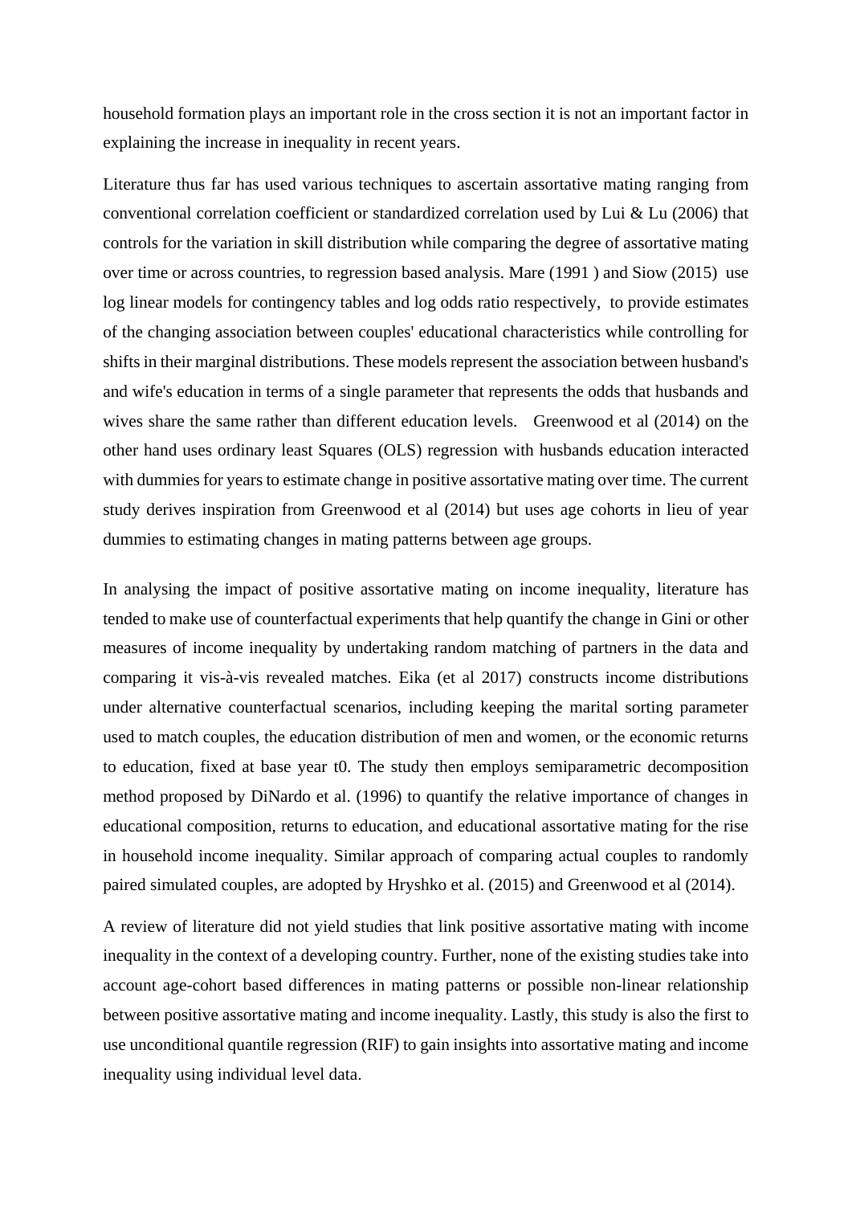household formation plays an important role in the cross section it is not an important factor in explaining the increase in inequality in recent years.

Literature thus far has used various techniques to ascertain assortative mating ranging from conventional correlation coefficient or standardized correlation used by Lui & Lu (2006) that controls for the variation in skill distribution while comparing the degree of assortative mating over time or across countries, to regression based analysis. Mare (1991 ) and Siow (2015) use log linear models for contingency tables and log odds ratio respectively, to provide estimates of the changing association between couples' educational characteristics while controlling for shifts in their marginal distributions. These models represent the association between husband's and wife's education in terms of a single parameter that represents the odds that husbands and wives share the same rather than different education levels. Greenwood et al (2014) on the other hand uses ordinary least Squares (OLS) regression with husbands education interacted with dummies for years to estimate change in positive assortative mating over time. The current study derives inspiration from Greenwood et al (2014) but uses age cohorts in lieu of year dummies to estimating changes in mating patterns between age groups.

In analysing the impact of positive assortative mating on income inequality, literature has tended to make use of counterfactual experiments that help quantify the change in Gini or other measures of income inequality by undertaking random matching of partners in the data and comparing it vis-à-vis revealed matches. Eika (et al 2017) constructs income distributions under alternative counterfactual scenarios, including keeping the marital sorting parameter used to match couples, the education distribution of men and women, or the economic returns to education, fixed at base year t0. The study then employs semiparametric decomposition method proposed by DiNardo et al. (1996) to quantify the relative importance of changes in educational composition, returns to education, and educational assortative mating for the rise in household income inequality. Similar approach of comparing actual couples to randomly paired simulated couples, are adopted by Hryshko et al. (2015) and Greenwood et al (2014).

A review of literature did not yield studies that link positive assortative mating with income inequality in the context of a developing country. Further, none of the existing studies take into account age-cohort based differences in mating patterns or possible non-linear relationship between positive assortative mating and income inequality. Lastly, this study is also the first to use unconditional quantile regression (RIF) to gain insights into assortative mating and income inequality using individual level data.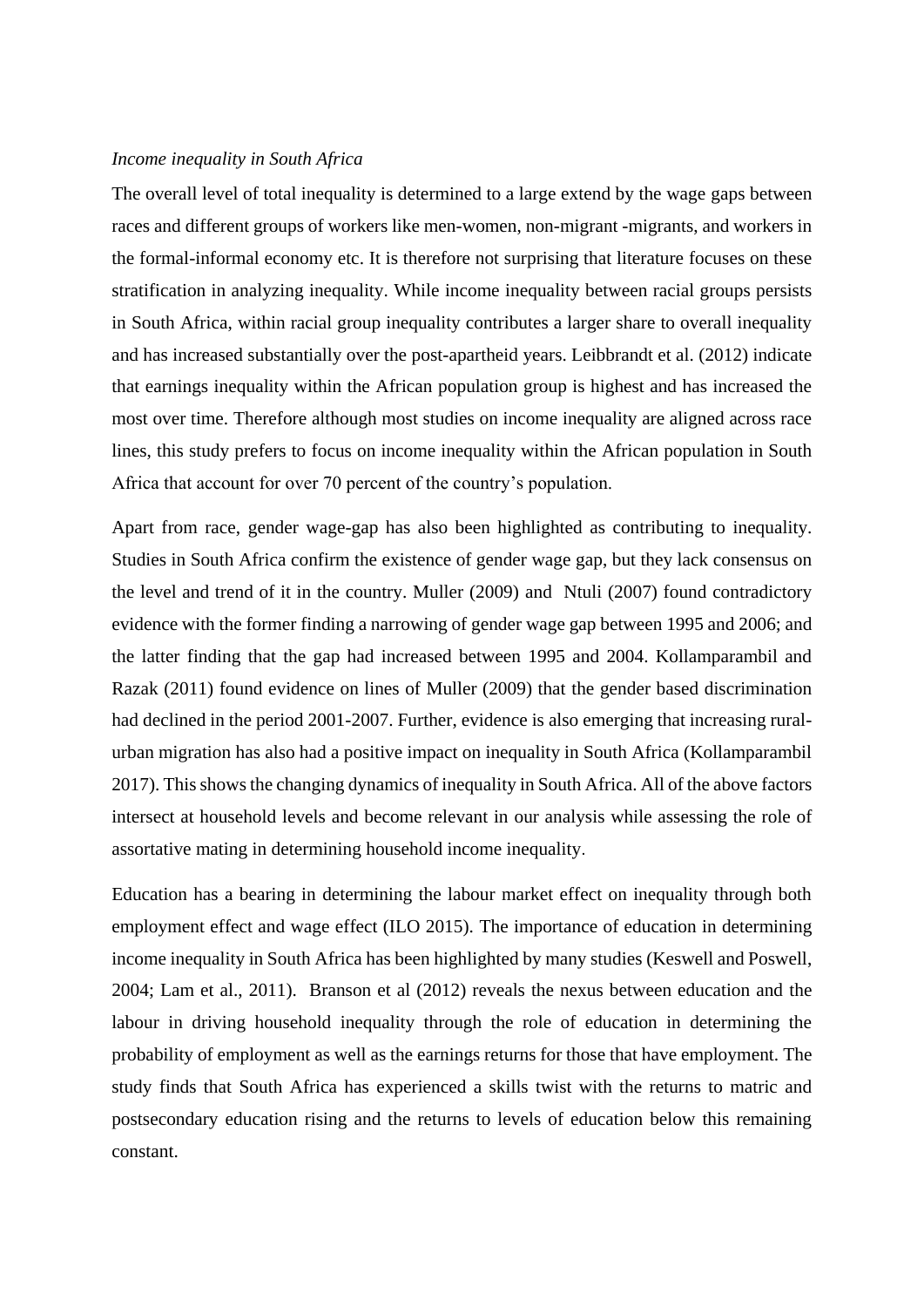*Income inequality in South Africa*

The overall level of total inequality is determined to a large extend by the wage gaps between races and different groups of workers like men-women, non-migrant -migrants, and workers in the formal-informal economy etc. It is therefore not surprising that literature focuses on these stratification in analyzing inequality. While income inequality between racial groups persists in South Africa, within racial group inequality contributes a larger share to overall inequality and has increased substantially over the post-apartheid years. Leibbrandt et al. (2012) indicate that earnings inequality within the African population group is highest and has increased the most over time. Therefore although most studies on income inequality are aligned across race lines, this study prefers to focus on income inequality within the African population in South Africa that account for over 70 percent of the country's population.

Apart from race, gender wage-gap has also been highlighted as contributing to inequality. Studies in South Africa confirm the existence of gender wage gap, but they lack consensus on the level and trend of it in the country. Muller (2009) and Ntuli (2007) found contradictory evidence with the former finding a narrowing of gender wage gap between 1995 and 2006; and the latter finding that the gap had increased between 1995 and 2004. Kollamparambil and Razak (2011) found evidence on lines of Muller (2009) that the gender based discrimination had declined in the period 2001-2007. Further, evidence is also emerging that increasing rural-urban migration has also had a positive impact on inequality in South Africa (Kollamparambil 2017). This shows the changing dynamics of inequality in South Africa. All of the above factors intersect at household levels and become relevant in our analysis while assessing the role of assortative mating in determining household income inequality.

Education has a bearing in determining the labour market effect on inequality through both employment effect and wage effect (ILO 2015). The importance of education in determining income inequality in South Africa has been highlighted by many studies (Keswell and Poswell, 2004; Lam et al., 2011). Branson et al (2012) reveals the nexus between education and the labour in driving household inequality through the role of education in determining the probability of employment as well as the earnings returns for those that have employment. The study finds that South Africa has experienced a skills twist with the returns to matric and postsecondary education rising and the returns to levels of education below this remaining constant.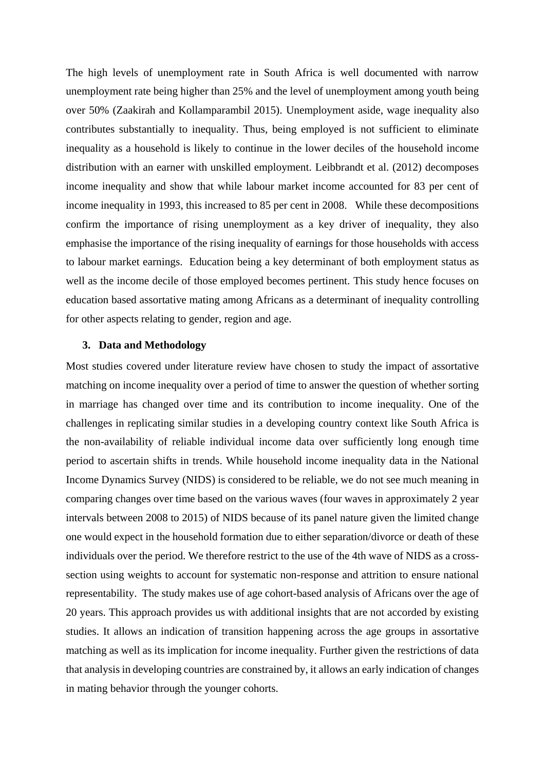The high levels of unemployment rate in South Africa is well documented with narrow unemployment rate being higher than 25% and the level of unemployment among youth being over 50% (Zaakirah and Kollamparambil 2015). Unemployment aside, wage inequality also contributes substantially to inequality. Thus, being employed is not sufficient to eliminate inequality as a household is likely to continue in the lower deciles of the household income distribution with an earner with unskilled employment. Leibbrandt et al. (2012) decomposes income inequality and show that while labour market income accounted for 83 per cent of income inequality in 1993, this increased to 85 per cent in 2008. While these decompositions confirm the importance of rising unemployment as a key driver of inequality, they also emphasise the importance of the rising inequality of earnings for those households with access to labour market earnings. Education being a key determinant of both employment status as well as the income decile of those employed becomes pertinent. This study hence focuses on education based assortative mating among Africans as a determinant of inequality controlling for other aspects relating to gender, region and age.

## 3. Data and Methodology

Most studies covered under literature review have chosen to study the impact of assortative matching on income inequality over a period of time to answer the question of whether sorting in marriage has changed over time and its contribution to income inequality. One of the challenges in replicating similar studies in a developing country context like South Africa is the non-availability of reliable individual income data over sufficiently long enough time period to ascertain shifts in trends. While household income inequality data in the National Income Dynamics Survey (NIDS) is considered to be reliable, we do not see much meaning in comparing changes over time based on the various waves (four waves in approximately 2 year intervals between 2008 to 2015) of NIDS because of its panel nature given the limited change one would expect in the household formation due to either separation/divorce or death of these individuals over the period. We therefore restrict to the use of the 4th wave of NIDS as a cross-section using weights to account for systematic non-response and attrition to ensure national representability. The study makes use of age cohort-based analysis of Africans over the age of 20 years. This approach provides us with additional insights that are not accorded by existing studies. It allows an indication of transition happening across the age groups in assortative matching as well as its implication for income inequality. Further given the restrictions of data that analysis in developing countries are constrained by, it allows an early indication of changes in mating behavior through the younger cohorts.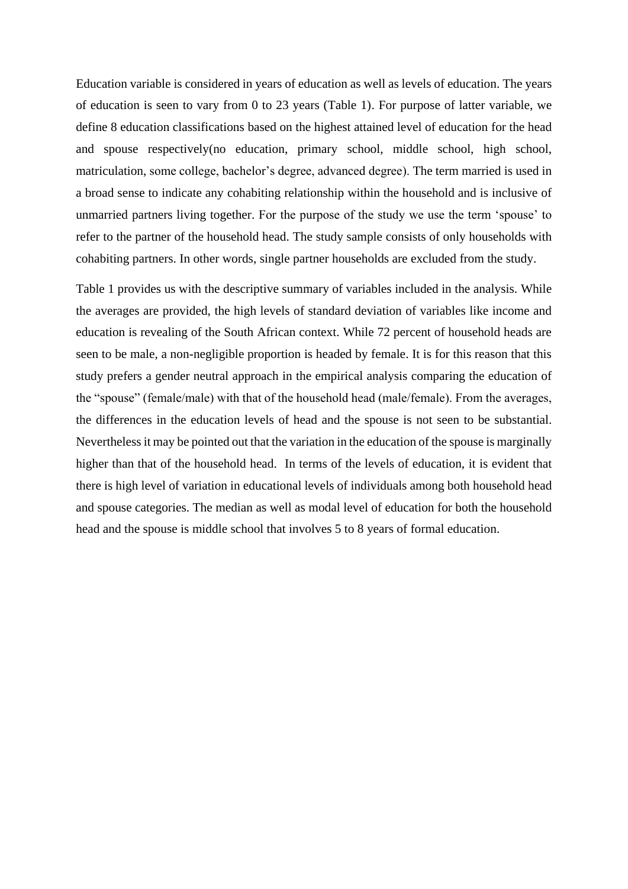Education variable is considered in years of education as well as levels of education. The years of education is seen to vary from 0 to 23 years (Table 1). For purpose of latter variable, we define 8 education classifications based on the highest attained level of education for the head and spouse respectively(no education, primary school, middle school, high school, matriculation, some college, bachelor's degree, advanced degree). The term married is used in a broad sense to indicate any cohabiting relationship within the household and is inclusive of unmarried partners living together. For the purpose of the study we use the term 'spouse' to refer to the partner of the household head. The study sample consists of only households with cohabiting partners. In other words, single partner households are excluded from the study.

Table 1 provides us with the descriptive summary of variables included in the analysis. While the averages are provided, the high levels of standard deviation of variables like income and education is revealing of the South African context. While 72 percent of household heads are seen to be male, a non-negligible proportion is headed by female. It is for this reason that this study prefers a gender neutral approach in the empirical analysis comparing the education of the "spouse" (female/male) with that of the household head (male/female). From the averages, the differences in the education levels of head and the spouse is not seen to be substantial. Nevertheless it may be pointed out that the variation in the education of the spouse is marginally higher than that of the household head. In terms of the levels of education, it is evident that there is high level of variation in educational levels of individuals among both household head and spouse categories. The median as well as modal level of education for both the household head and the spouse is middle school that involves 5 to 8 years of formal education.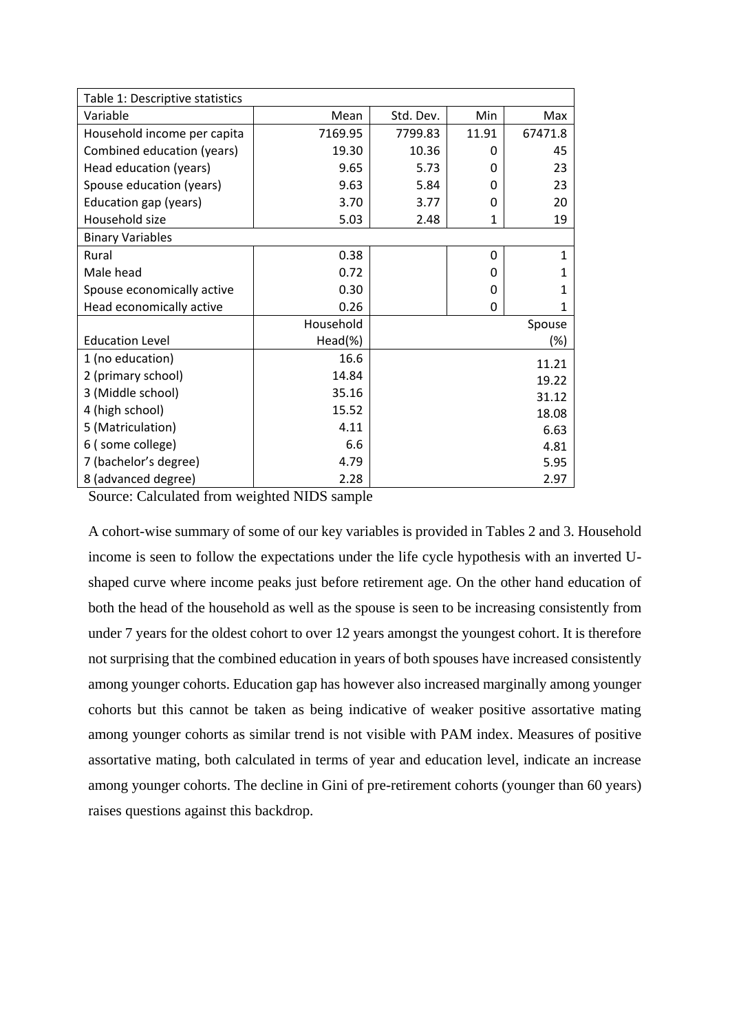| Table 1: Descriptive statistics | | | | |
|---|---|---|---|---|
| Variable | Mean | Std. Dev. | Min | Max |
| Household income per capita | 7169.95 | 7799.83 | 11.91 | 67471.8 |
| Combined education (years) | 19.30 | 10.36 | 0 | 45 |
| Head education (years) | 9.65 | 5.73 | 0 | 23 |
| Spouse education (years) | 9.63 | 5.84 | 0 | 23 |
| Education gap (years) | 3.70 | 3.77 | 0 | 20 |
| Household size | 5.03 | 2.48 | 1 | 19 |
| Binary Variables | | | | |
| Rural | 0.38 | | 0 | 1 |
| Male head | 0.72 | | 0 | 1 |
| Spouse economically active | 0.30 | | 0 | 1 |
| Head economically active | 0.26 | | 0 | 1 |
| Education Level | Household Head(%) | | | Spouse (%) |
| 1 (no education) | 16.6 | | | 11.21 |
| 2 (primary school) | 14.84 | | | 19.22 |
| 3 (Middle school) | 35.16 | | | 31.12 |
| 4 (high school) | 15.52 | | | 18.08 |
| 5 (Matriculation) | 4.11 | | | 6.63 |
| 6 ( some college) | 6.6 | | | 4.81 |
| 7 (bachelor's degree) | 4.79 | | | 5.95 |
| 8 (advanced degree) | 2.28 | | | 2.97 |

Source: Calculated from weighted NIDS sample

A cohort-wise summary of some of our key variables is provided in Tables 2 and 3. Household income is seen to follow the expectations under the life cycle hypothesis with an inverted U-shaped curve where income peaks just before retirement age. On the other hand education of both the head of the household as well as the spouse is seen to be increasing consistently from under 7 years for the oldest cohort to over 12 years amongst the youngest cohort. It is therefore not surprising that the combined education in years of both spouses have increased consistently among younger cohorts. Education gap has however also increased marginally among younger cohorts but this cannot be taken as being indicative of weaker positive assortative mating among younger cohorts as similar trend is not visible with PAM index. Measures of positive assortative mating, both calculated in terms of year and education level, indicate an increase among younger cohorts. The decline in Gini of pre-retirement cohorts (younger than 60 years) raises questions against this backdrop.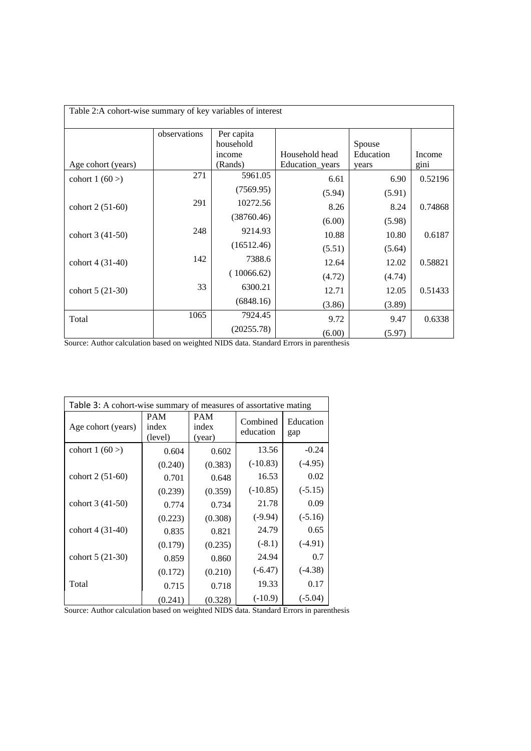Table 2:A cohort-wise summary of key variables of interest

| Age cohort (years) | observations | Per capita household income (Rands) | Household head Education_years | Spouse Education years | Income gini |
|---|---|---|---|---|---|
| cohort 1 (60 >) | 271 | 5961.05 | 6.61 | 6.90 | 0.52196 |
| | | (7569.95) | (5.94) | (5.91) | |
| cohort 2 (51-60) | 291 | 10272.56 | 8.26 | 8.24 | 0.74868 |
| | | (38760.46) | (6.00) | (5.98) | |
| cohort 3 (41-50) | 248 | 9214.93 | 10.88 | 10.80 | 0.6187 |
| | | (16512.46) | (5.51) | (5.64) | |
| cohort 4 (31-40) | 142 | 7388.6 | 12.64 | 12.02 | 0.58821 |
| | | ( 10066.62) | (4.72) | (4.74) | |
| cohort 5 (21-30) | 33 | 6300.21 | 12.71 | 12.05 | 0.51433 |
| | | (6848.16) | (3.86) | (3.89) | |
| Total | 1065 | 7924.45 | 9.72 | 9.47 | 0.6338 |
| | | (20255.78) | (6.00) | (5.97) | |

Source: Author calculation based on weighted NIDS data. Standard Errors in parenthesis

Table 3: A cohort-wise summary of measures of assortative mating

| Age cohort (years) | PAM index (level) | PAM index (year) | Combined education | Education gap |
|---|---|---|---|---|
| cohort 1 (60 >) | 0.604 | 0.602 | 13.56 | -0.24 |
| | (0.240) | (0.383) | (-10.83) | (-4.95) |
| cohort 2 (51-60) | 0.701 | 0.648 | 16.53 | 0.02 |
| | (0.239) | (0.359) | (-10.85) | (-5.15) |
| cohort 3 (41-50) | 0.774 | 0.734 | 21.78 | 0.09 |
| | (0.223) | (0.308) | (-9.94) | (-5.16) |
| cohort 4 (31-40) | 0.835 | 0.821 | 24.79 | 0.65 |
| | (0.179) | (0.235) | (-8.1) | (-4.91) |
| cohort 5 (21-30) | 0.859 | 0.860 | 24.94 | 0.7 |
| | (0.172) | (0.210) | (-6.47) | (-4.38) |
| Total | 0.715 | 0.718 | 19.33 | 0.17 |
| | (0.241) | (0.328) | (-10.9) | (-5.04) |

Source: Author calculation based on weighted NIDS data. Standard Errors in parenthesis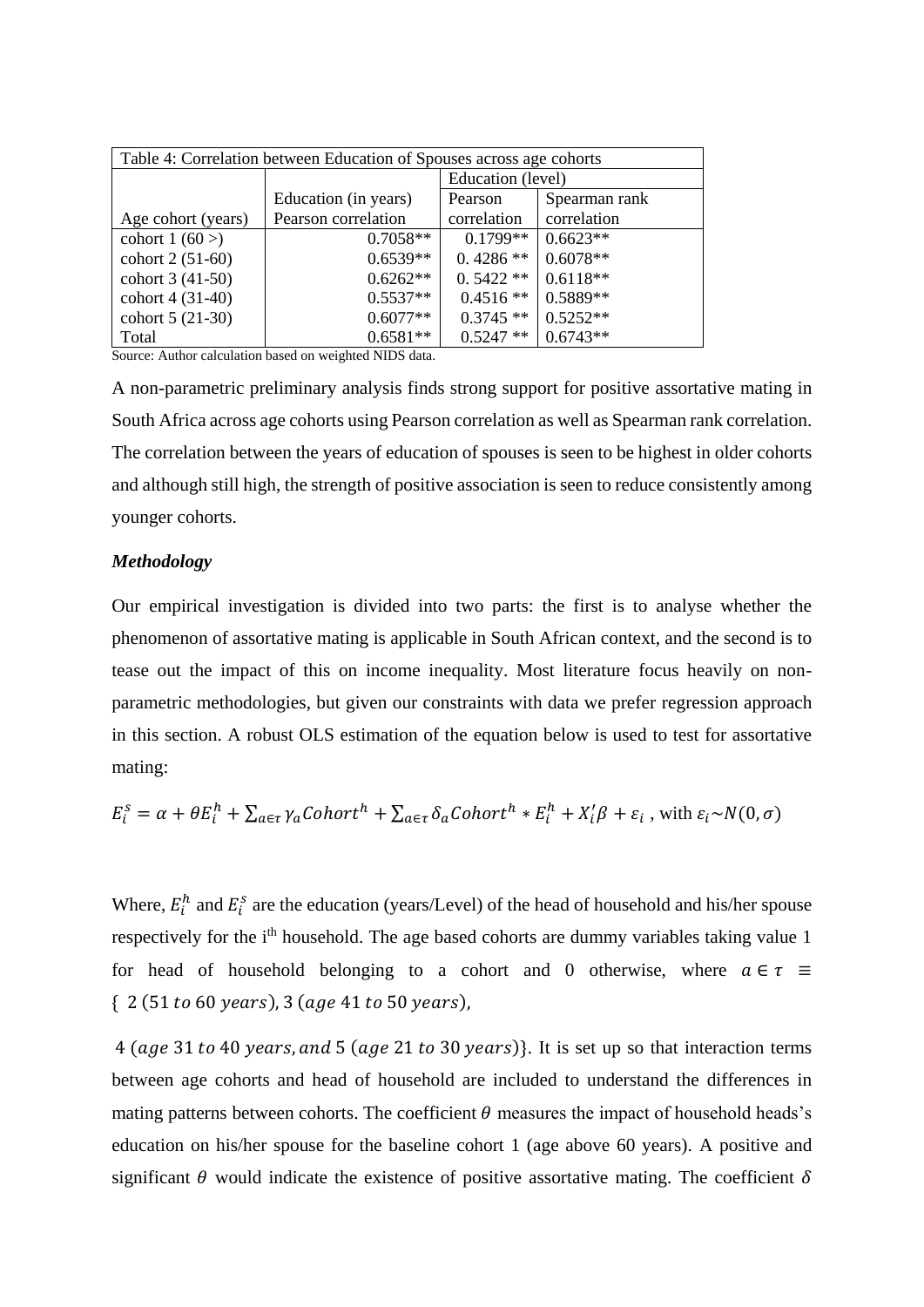| Table 4: Correlation between Education of Spouses across age cohorts | | | |
|---|---|---|---|
| | | Education (level) | |
| | Education (in years) | Pearson | Spearman rank |
| Age cohort (years) | Pearson correlation | correlation | correlation |
| cohort 1 (60 >) | 0.7058** | 0.1799** | 0.6623** |
| cohort 2 (51-60) | 0.6539** | 0. 4286 ** | 0.6078** |
| cohort 3 (41-50) | 0.6262** | 0. 5422 ** | 0.6118** |
| cohort 4 (31-40) | 0.5537** | 0.4516 ** | 0.5889** |
| cohort 5 (21-30) | 0.6077** | 0.3745 ** | 0.5252** |
| Total | 0.6581** | 0.5247 ** | 0.6743** |

Source: Author calculation based on weighted NIDS data.

A non-parametric preliminary analysis finds strong support for positive assortative mating in South Africa across age cohorts using Pearson correlation as well as Spearman rank correlation. The correlation between the years of education of spouses is seen to be highest in older cohorts and although still high, the strength of positive association is seen to reduce consistently among younger cohorts.

***Methodology***

Our empirical investigation is divided into two parts: the first is to analyse whether the phenomenon of assortative mating is applicable in South African context, and the second is to tease out the impact of this on income inequality. Most literature focus heavily on non-parametric methodologies, but given our constraints with data we prefer regression approach in this section. A robust OLS estimation of the equation below is used to test for assortative mating:

$$E_i^s = \alpha + \theta E_i^h + \sum_{a \in \tau} \gamma_a Cohort^h + \sum_{a \in \tau} \delta_a Cohort^h * E_i^h + X_i'\beta + \varepsilon_i \text{ , with } \varepsilon_i \sim N(0, \sigma)$$

Where, $E_i^h$ and $E_i^s$ are the education (years/Level) of the head of household and his/her spouse respectively for the i[th] household. The age based cohorts are dummy variables taking value 1 for head of household belonging to a cohort and 0 otherwise, where $a \in \tau \equiv \{ 2\ (51\ to\ 60\ years), 3\ (age\ 41\ to\ 50\ years),$ $4\ (age\ 31\ to\ 40\ years, and\ 5\ (age\ 21\ to\ 30\ years)\}$. It is set up so that interaction terms between age cohorts and head of household are included to understand the differences in mating patterns between cohorts. The coefficient $\theta$ measures the impact of household heads's education on his/her spouse for the baseline cohort 1 (age above 60 years). A positive and significant $\theta$ would indicate the existence of positive assortative mating. The coefficient $\delta$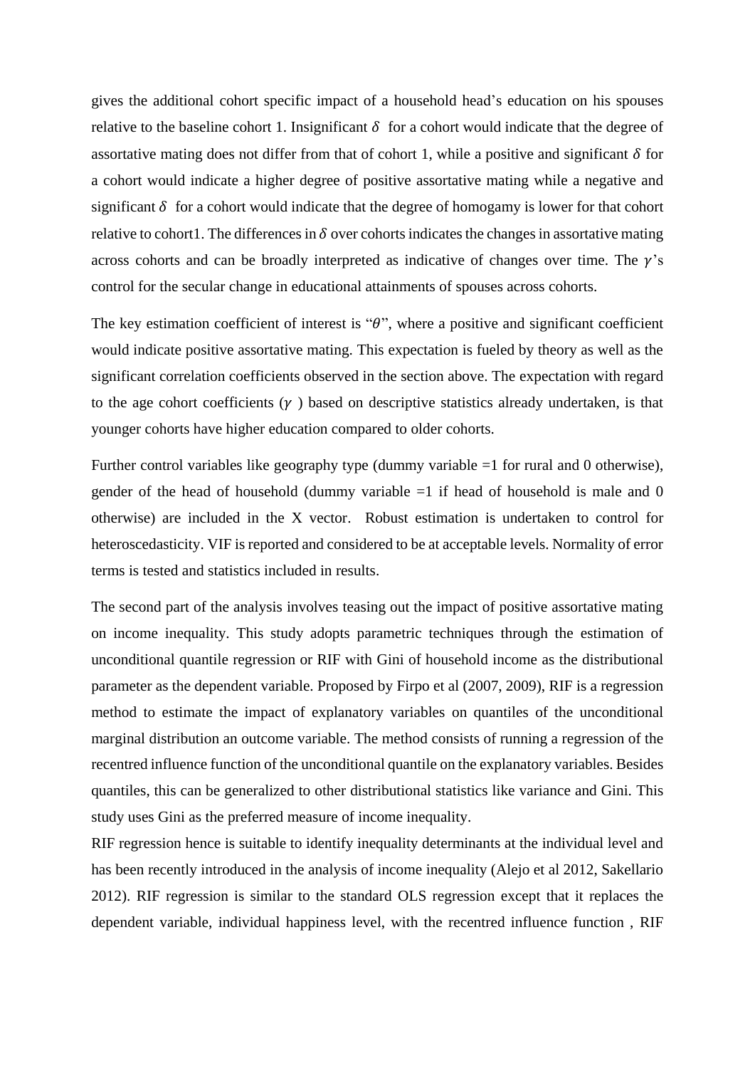gives the additional cohort specific impact of a household head's education on his spouses relative to the baseline cohort 1. Insignificant $\delta$ for a cohort would indicate that the degree of assortative mating does not differ from that of cohort 1, while a positive and significant $\delta$ for a cohort would indicate a higher degree of positive assortative mating while a negative and significant $\delta$ for a cohort would indicate that the degree of homogamy is lower for that cohort relative to cohort1. The differences in $\delta$ over cohorts indicates the changes in assortative mating across cohorts and can be broadly interpreted as indicative of changes over time. The $\gamma$'s control for the secular change in educational attainments of spouses across cohorts.

The key estimation coefficient of interest is "$\theta$", where a positive and significant coefficient would indicate positive assortative mating. This expectation is fueled by theory as well as the significant correlation coefficients observed in the section above. The expectation with regard to the age cohort coefficients ($\gamma$ ) based on descriptive statistics already undertaken, is that younger cohorts have higher education compared to older cohorts.

Further control variables like geography type (dummy variable =1 for rural and 0 otherwise), gender of the head of household (dummy variable =1 if head of household is male and 0 otherwise) are included in the X vector. Robust estimation is undertaken to control for heteroscedasticity. VIF is reported and considered to be at acceptable levels. Normality of error terms is tested and statistics included in results.

The second part of the analysis involves teasing out the impact of positive assortative mating on income inequality. This study adopts parametric techniques through the estimation of unconditional quantile regression or RIF with Gini of household income as the distributional parameter as the dependent variable. Proposed by Firpo et al (2007, 2009), RIF is a regression method to estimate the impact of explanatory variables on quantiles of the unconditional marginal distribution an outcome variable. The method consists of running a regression of the recentred influence function of the unconditional quantile on the explanatory variables. Besides quantiles, this can be generalized to other distributional statistics like variance and Gini. This study uses Gini as the preferred measure of income inequality.

RIF regression hence is suitable to identify inequality determinants at the individual level and has been recently introduced in the analysis of income inequality (Alejo et al 2012, Sakellario 2012). RIF regression is similar to the standard OLS regression except that it replaces the dependent variable, individual happiness level, with the recentred influence function , RIF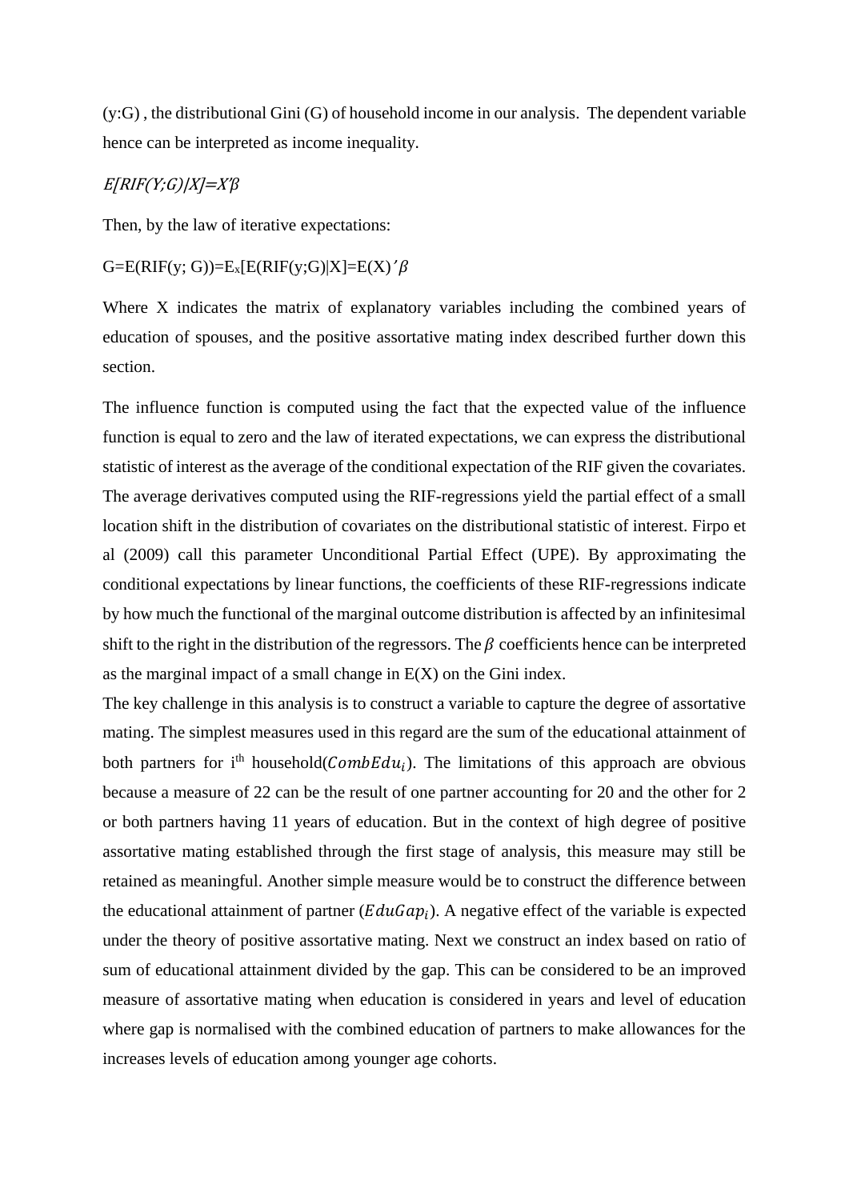(y:G) , the distributional Gini (G) of household income in our analysis. The dependent variable hence can be interpreted as income inequality.

$$E[RIF(Y;G)|X]=X'\beta$$

Then, by the law of iterative expectations:

$$G=E(RIF(y;G))=E_x[E(RIF(y;G)|X]=E(X)'\beta$$

Where X indicates the matrix of explanatory variables including the combined years of education of spouses, and the positive assortative mating index described further down this section.

The influence function is computed using the fact that the expected value of the influence function is equal to zero and the law of iterated expectations, we can express the distributional statistic of interest as the average of the conditional expectation of the RIF given the covariates. The average derivatives computed using the RIF-regressions yield the partial effect of a small location shift in the distribution of covariates on the distributional statistic of interest. Firpo et al (2009) call this parameter Unconditional Partial Effect (UPE). By approximating the conditional expectations by linear functions, the coefficients of these RIF-regressions indicate by how much the functional of the marginal outcome distribution is affected by an infinitesimal shift to the right in the distribution of the regressors. The $\beta$ coefficients hence can be interpreted as the marginal impact of a small change in E(X) on the Gini index.

The key challenge in this analysis is to construct a variable to capture the degree of assortative mating. The simplest measures used in this regard are the sum of the educational attainment of both partners for i[th] household($CombEdu_i$). The limitations of this approach are obvious because a measure of 22 can be the result of one partner accounting for 20 and the other for 2 or both partners having 11 years of education. But in the context of high degree of positive assortative mating established through the first stage of analysis, this measure may still be retained as meaningful. Another simple measure would be to construct the difference between the educational attainment of partner ($EduGap_i$). A negative effect of the variable is expected under the theory of positive assortative mating. Next we construct an index based on ratio of sum of educational attainment divided by the gap. This can be considered to be an improved measure of assortative mating when education is considered in years and level of education where gap is normalised with the combined education of partners to make allowances for the increases levels of education among younger age cohorts.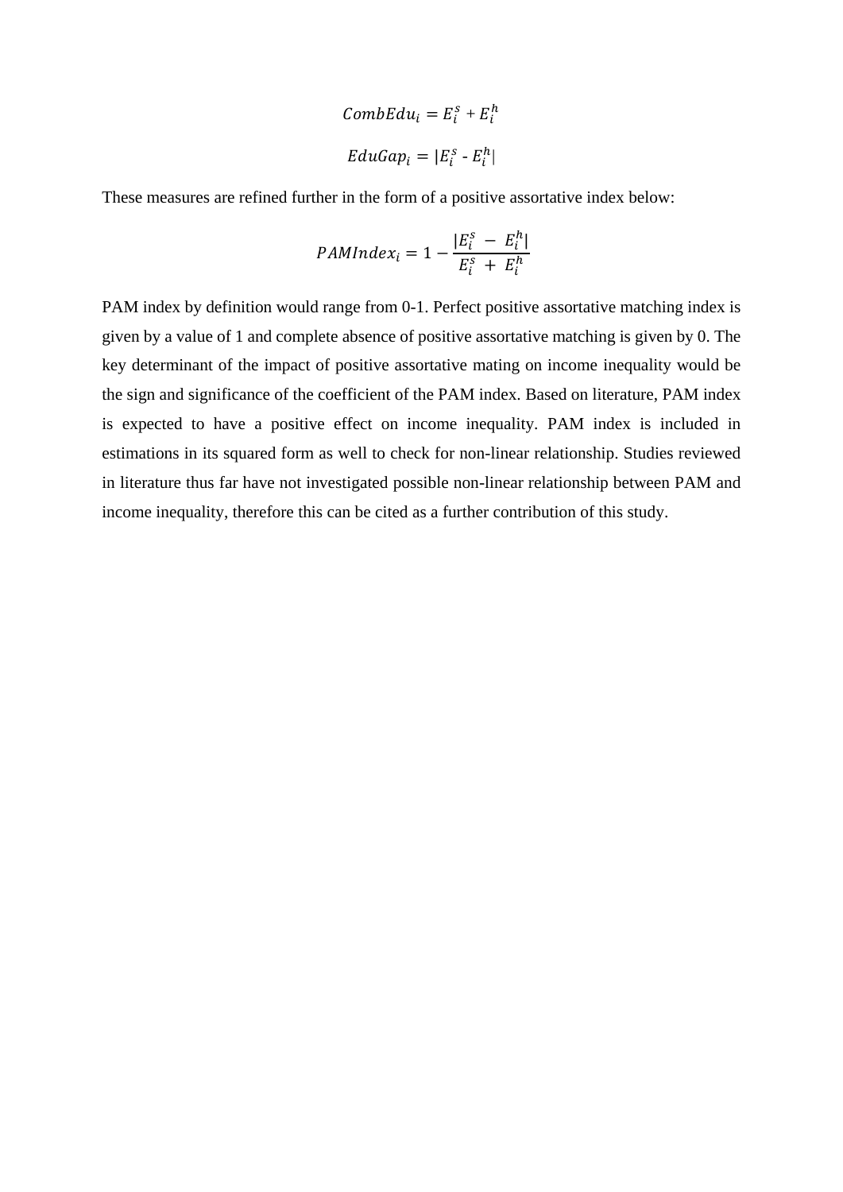$$CombEdu_i = E_i^s + E_i^h$$

$$EduGap_i = |E_i^s - E_i^h|$$

These measures are refined further in the form of a positive assortative index below:

$$PAMIndex_i = 1 - \frac{|E_i^s - E_i^h|}{E_i^s + E_i^h}$$

PAM index by definition would range from 0-1. Perfect positive assortative matching index is given by a value of 1 and complete absence of positive assortative matching is given by 0. The key determinant of the impact of positive assortative mating on income inequality would be the sign and significance of the coefficient of the PAM index. Based on literature, PAM index is expected to have a positive effect on income inequality. PAM index is included in estimations in its squared form as well to check for non-linear relationship. Studies reviewed in literature thus far have not investigated possible non-linear relationship between PAM and income inequality, therefore this can be cited as a further contribution of this study.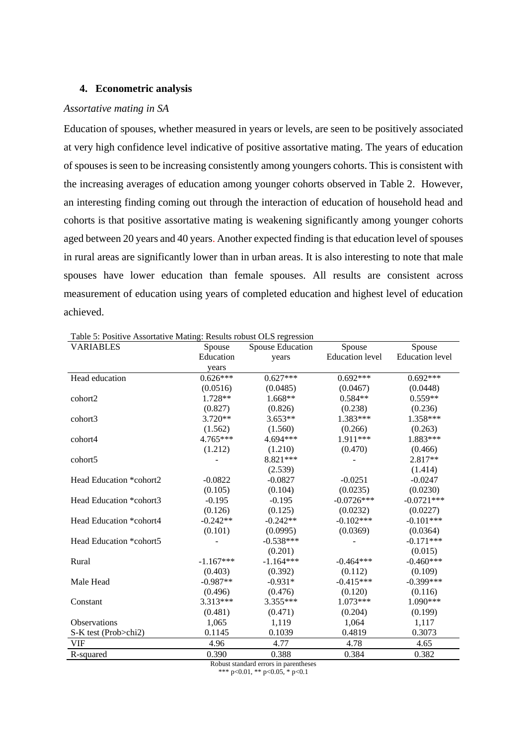## 4. Econometric analysis

*Assortative mating in SA*

Education of spouses, whether measured in years or levels, are seen to be positively associated at very high confidence level indicative of positive assortative mating. The years of education of spouses is seen to be increasing consistently among youngers cohorts. This is consistent with the increasing averages of education among younger cohorts observed in Table 2. However, an interesting finding coming out through the interaction of education of household head and cohorts is that positive assortative mating is weakening significantly among younger cohorts aged between 20 years and 40 years. Another expected finding is that education level of spouses in rural areas are significantly lower than in urban areas. It is also interesting to note that male spouses have lower education than female spouses. All results are consistent across measurement of education using years of completed education and highest level of education achieved.

Table 5: Positive Assortative Mating: Results robust OLS regression

| VARIABLES | Spouse Education years | Spouse Education years | Spouse Education level | Spouse Education level |
|---|---|---|---|---|
| Head education | 0.626*** | 0.627*** | 0.692*** | 0.692*** |
| | (0.0516) | (0.0485) | (0.0467) | (0.0448) |
| cohort2 | 1.728** | 1.668** | 0.584** | 0.559** |
| | (0.827) | (0.826) | (0.238) | (0.236) |
| cohort3 | 3.720** | 3.653** | 1.383*** | 1.358*** |
| | (1.562) | (1.560) | (0.266) | (0.263) |
| cohort4 | 4.765*** | 4.694*** | 1.911*** | 1.883*** |
| | (1.212) | (1.210) | (0.470) | (0.466) |
| cohort5 | - | 8.821*** | - | 2.817** |
| | | (2.539) | | (1.414) |
| Head Education *cohort2 | -0.0822 | -0.0827 | -0.0251 | -0.0247 |
| | (0.105) | (0.104) | (0.0235) | (0.0230) |
| Head Education *cohort3 | -0.195 | -0.195 | -0.0726*** | -0.0721*** |
| | (0.126) | (0.125) | (0.0232) | (0.0227) |
| Head Education *cohort4 | -0.242** | -0.242** | -0.102*** | -0.101*** |
| | (0.101) | (0.0995) | (0.0369) | (0.0364) |
| Head Education *cohort5 | - | -0.538*** | - | -0.171*** |
| | | (0.201) | | (0.015) |
| Rural | -1.167*** | -1.164*** | -0.464*** | -0.460*** |
| | (0.403) | (0.392) | (0.112) | (0.109) |
| Male Head | -0.987** | -0.931* | -0.415*** | -0.399*** |
| | (0.496) | (0.476) | (0.120) | (0.116) |
| Constant | 3.313*** | 3.355*** | 1.073*** | 1.090*** |
| | (0.481) | (0.471) | (0.204) | (0.199) |
| Observations | 1,065 | 1,119 | 1,064 | 1,117 |
| S-K test (Prob>chi2) | 0.1145 | 0.1039 | 0.4819 | 0.3073 |
| VIF | 4.96 | 4.77 | 4.78 | 4.65 |
| R-squared | 0.390 | 0.388 | 0.384 | 0.382 |

Robust standard errors in parentheses
*** p<0.01, ** p<0.05, * p<0.1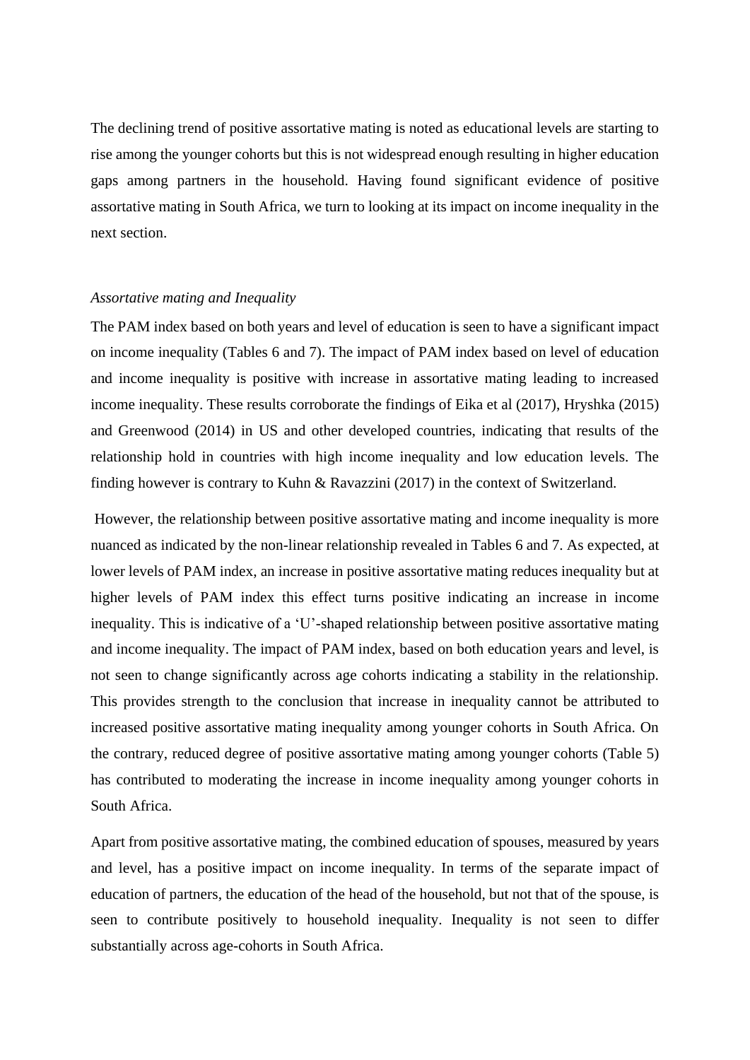The declining trend of positive assortative mating is noted as educational levels are starting to rise among the younger cohorts but this is not widespread enough resulting in higher education gaps among partners in the household. Having found significant evidence of positive assortative mating in South Africa, we turn to looking at its impact on income inequality in the next section.

*Assortative mating and Inequality*

The PAM index based on both years and level of education is seen to have a significant impact on income inequality (Tables 6 and 7). The impact of PAM index based on level of education and income inequality is positive with increase in assortative mating leading to increased income inequality. These results corroborate the findings of Eika et al (2017), Hryshka (2015) and Greenwood (2014) in US and other developed countries, indicating that results of the relationship hold in countries with high income inequality and low education levels. The finding however is contrary to Kuhn & Ravazzini (2017) in the context of Switzerland.

However, the relationship between positive assortative mating and income inequality is more nuanced as indicated by the non-linear relationship revealed in Tables 6 and 7. As expected, at lower levels of PAM index, an increase in positive assortative mating reduces inequality but at higher levels of PAM index this effect turns positive indicating an increase in income inequality. This is indicative of a 'U'-shaped relationship between positive assortative mating and income inequality. The impact of PAM index, based on both education years and level, is not seen to change significantly across age cohorts indicating a stability in the relationship. This provides strength to the conclusion that increase in inequality cannot be attributed to increased positive assortative mating inequality among younger cohorts in South Africa. On the contrary, reduced degree of positive assortative mating among younger cohorts (Table 5) has contributed to moderating the increase in income inequality among younger cohorts in South Africa.

Apart from positive assortative mating, the combined education of spouses, measured by years and level, has a positive impact on income inequality. In terms of the separate impact of education of partners, the education of the head of the household, but not that of the spouse, is seen to contribute positively to household inequality. Inequality is not seen to differ substantially across age-cohorts in South Africa.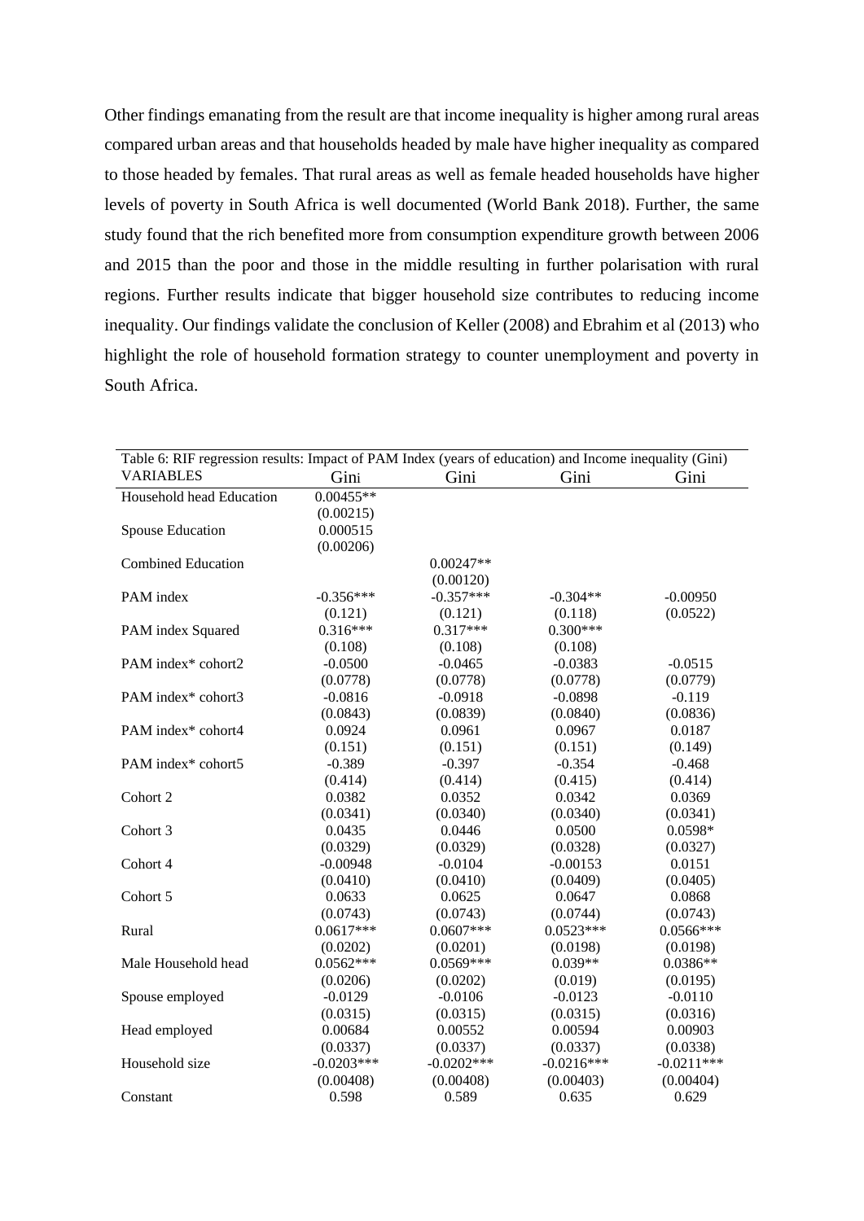Other findings emanating from the result are that income inequality is higher among rural areas compared urban areas and that households headed by male have higher inequality as compared to those headed by females. That rural areas as well as female headed households have higher levels of poverty in South Africa is well documented (World Bank 2018). Further, the same study found that the rich benefited more from consumption expenditure growth between 2006 and 2015 than the poor and those in the middle resulting in further polarisation with rural regions. Further results indicate that bigger household size contributes to reducing income inequality. Our findings validate the conclusion of Keller (2008) and Ebrahim et al (2013) who highlight the role of household formation strategy to counter unemployment and poverty in South Africa.

Table 6: RIF regression results: Impact of PAM Index (years of education) and Income inequality (Gini)

| VARIABLES | Gini | Gini | Gini | Gini |
|---|---|---|---|---|
| Household head Education | 0.00455** | | | |
| | (0.00215) | | | |
| Spouse Education | 0.000515 | | | |
| | (0.00206) | | | |
| Combined Education | | 0.00247** | | |
| | | (0.00120) | | |
| PAM index | -0.356*** | -0.357*** | -0.304** | -0.00950 |
| | (0.121) | (0.121) | (0.118) | (0.0522) |
| PAM index Squared | 0.316*** | 0.317*** | 0.300*** | |
| | (0.108) | (0.108) | (0.108) | |
| PAM index* cohort2 | -0.0500 | -0.0465 | -0.0383 | -0.0515 |
| | (0.0778) | (0.0778) | (0.0778) | (0.0779) |
| PAM index* cohort3 | -0.0816 | -0.0918 | -0.0898 | -0.119 |
| | (0.0843) | (0.0839) | (0.0840) | (0.0836) |
| PAM index* cohort4 | 0.0924 | 0.0961 | 0.0967 | 0.0187 |
| | (0.151) | (0.151) | (0.151) | (0.149) |
| PAM index* cohort5 | -0.389 | -0.397 | -0.354 | -0.468 |
| | (0.414) | (0.414) | (0.415) | (0.414) |
| Cohort 2 | 0.0382 | 0.0352 | 0.0342 | 0.0369 |
| | (0.0341) | (0.0340) | (0.0340) | (0.0341) |
| Cohort 3 | 0.0435 | 0.0446 | 0.0500 | 0.0598* |
| | (0.0329) | (0.0329) | (0.0328) | (0.0327) |
| Cohort 4 | -0.00948 | -0.0104 | -0.00153 | 0.0151 |
| | (0.0410) | (0.0410) | (0.0409) | (0.0405) |
| Cohort 5 | 0.0633 | 0.0625 | 0.0647 | 0.0868 |
| | (0.0743) | (0.0743) | (0.0744) | (0.0743) |
| Rural | 0.0617*** | 0.0607*** | 0.0523*** | 0.0566*** |
| | (0.0202) | (0.0201) | (0.0198) | (0.0198) |
| Male Household head | 0.0562*** | 0.0569*** | 0.039** | 0.0386** |
| | (0.0206) | (0.0202) | (0.019) | (0.0195) |
| Spouse employed | -0.0129 | -0.0106 | -0.0123 | -0.0110 |
| | (0.0315) | (0.0315) | (0.0315) | (0.0316) |
| Head employed | 0.00684 | 0.00552 | 0.00594 | 0.00903 |
| | (0.0337) | (0.0337) | (0.0337) | (0.0338) |
| Household size | -0.0203*** | -0.0202*** | -0.0216*** | -0.0211*** |
| | (0.00408) | (0.00408) | (0.00403) | (0.00404) |
| Constant | 0.598 | 0.589 | 0.635 | 0.629 |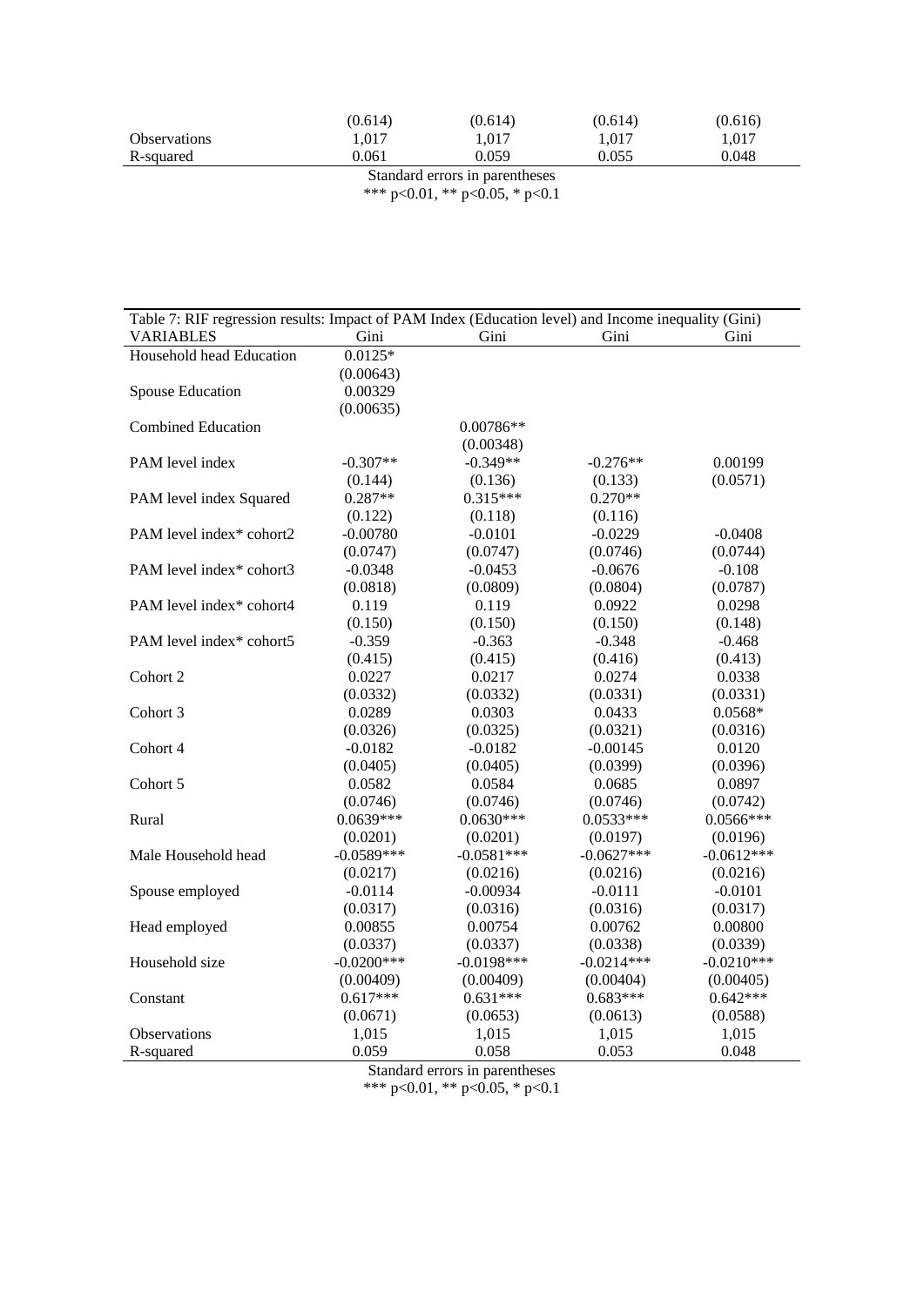| | | | | |
|---|---|---|---|---|
| | (0.614) | (0.614) | (0.614) | (0.616) |
| Observations | 1,017 | 1,017 | 1,017 | 1,017 |
| R-squared | 0.061 | 0.059 | 0.055 | 0.048 |

Standard errors in parentheses
*** p<0.01, ** p<0.05, * p<0.1

Table 7: RIF regression results: Impact of PAM Index (Education level) and Income inequality (Gini)

| VARIABLES | Gini | Gini | Gini | Gini |
|---|---|---|---|---|
| Household head Education | 0.0125* | | | |
| | (0.00643) | | | |
| Spouse Education | 0.00329 | | | |
| | (0.00635) | | | |
| Combined Education | | 0.00786** | | |
| | | (0.00348) | | |
| PAM level index | -0.307** | -0.349** | -0.276** | 0.00199 |
| | (0.144) | (0.136) | (0.133) | (0.0571) |
| PAM level index Squared | 0.287** | 0.315*** | 0.270** | |
| | (0.122) | (0.118) | (0.116) | |
| PAM level index* cohort2 | -0.00780 | -0.0101 | -0.0229 | -0.0408 |
| | (0.0747) | (0.0747) | (0.0746) | (0.0744) |
| PAM level index* cohort3 | -0.0348 | -0.0453 | -0.0676 | -0.108 |
| | (0.0818) | (0.0809) | (0.0804) | (0.0787) |
| PAM level index* cohort4 | 0.119 | 0.119 | 0.0922 | 0.0298 |
| | (0.150) | (0.150) | (0.150) | (0.148) |
| PAM level index* cohort5 | -0.359 | -0.363 | -0.348 | -0.468 |
| | (0.415) | (0.415) | (0.416) | (0.413) |
| Cohort 2 | 0.0227 | 0.0217 | 0.0274 | 0.0338 |
| | (0.0332) | (0.0332) | (0.0331) | (0.0331) |
| Cohort 3 | 0.0289 | 0.0303 | 0.0433 | 0.0568* |
| | (0.0326) | (0.0325) | (0.0321) | (0.0316) |
| Cohort 4 | -0.0182 | -0.0182 | -0.00145 | 0.0120 |
| | (0.0405) | (0.0405) | (0.0399) | (0.0396) |
| Cohort 5 | 0.0582 | 0.0584 | 0.0685 | 0.0897 |
| | (0.0746) | (0.0746) | (0.0746) | (0.0742) |
| Rural | 0.0639*** | 0.0630*** | 0.0533*** | 0.0566*** |
| | (0.0201) | (0.0201) | (0.0197) | (0.0196) |
| Male Household head | -0.0589*** | -0.0581*** | -0.0627*** | -0.0612*** |
| | (0.0217) | (0.0216) | (0.0216) | (0.0216) |
| Spouse employed | -0.0114 | -0.00934 | -0.0111 | -0.0101 |
| | (0.0317) | (0.0316) | (0.0316) | (0.0317) |
| Head employed | 0.00855 | 0.00754 | 0.00762 | 0.00800 |
| | (0.0337) | (0.0337) | (0.0338) | (0.0339) |
| Household size | -0.0200*** | -0.0198*** | -0.0214*** | -0.0210*** |
| | (0.00409) | (0.00409) | (0.00404) | (0.00405) |
| Constant | 0.617*** | 0.631*** | 0.683*** | 0.642*** |
| | (0.0671) | (0.0653) | (0.0613) | (0.0588) |
| Observations | 1,015 | 1,015 | 1,015 | 1,015 |
| R-squared | 0.059 | 0.058 | 0.053 | 0.048 |

Standard errors in parentheses
*** p<0.01, ** p<0.05, * p<0.1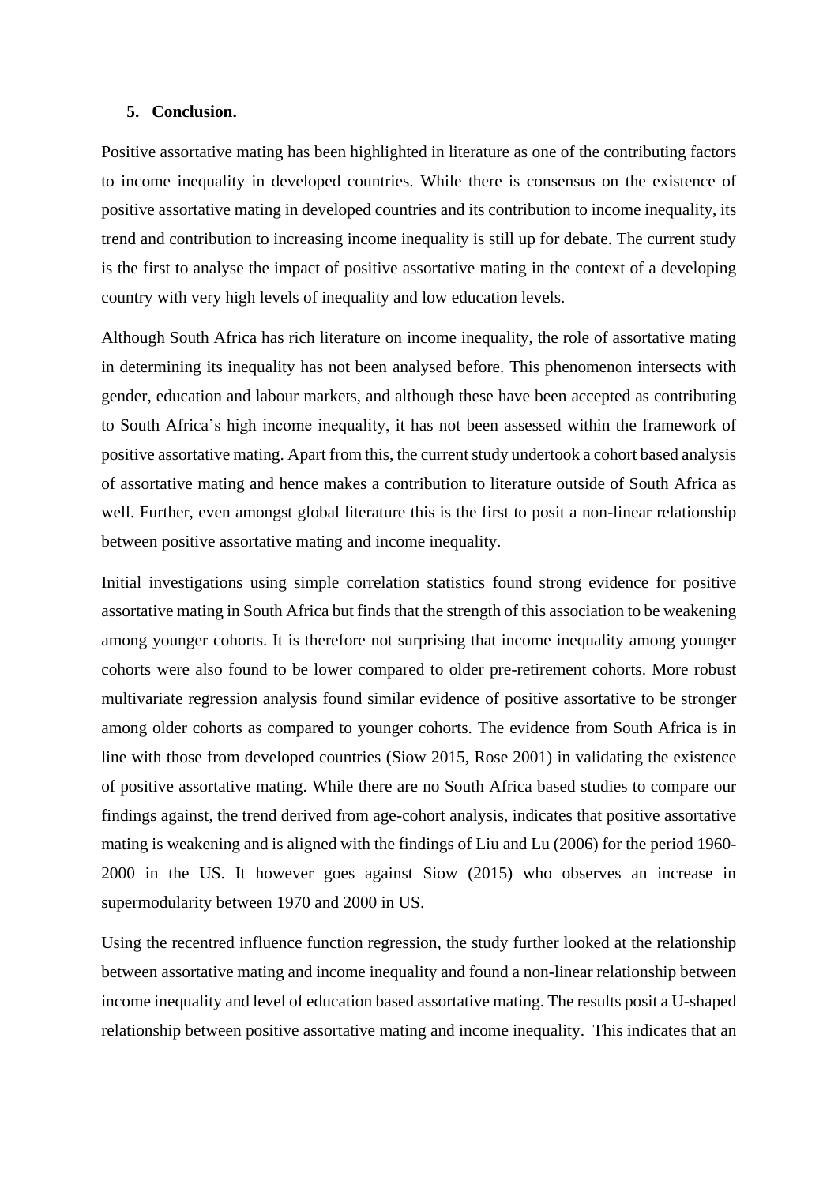## 5. Conclusion.

Positive assortative mating has been highlighted in literature as one of the contributing factors to income inequality in developed countries. While there is consensus on the existence of positive assortative mating in developed countries and its contribution to income inequality, its trend and contribution to increasing income inequality is still up for debate. The current study is the first to analyse the impact of positive assortative mating in the context of a developing country with very high levels of inequality and low education levels.

Although South Africa has rich literature on income inequality, the role of assortative mating in determining its inequality has not been analysed before. This phenomenon intersects with gender, education and labour markets, and although these have been accepted as contributing to South Africa's high income inequality, it has not been assessed within the framework of positive assortative mating. Apart from this, the current study undertook a cohort based analysis of assortative mating and hence makes a contribution to literature outside of South Africa as well. Further, even amongst global literature this is the first to posit a non-linear relationship between positive assortative mating and income inequality.

Initial investigations using simple correlation statistics found strong evidence for positive assortative mating in South Africa but finds that the strength of this association to be weakening among younger cohorts. It is therefore not surprising that income inequality among younger cohorts were also found to be lower compared to older pre-retirement cohorts. More robust multivariate regression analysis found similar evidence of positive assortative to be stronger among older cohorts as compared to younger cohorts. The evidence from South Africa is in line with those from developed countries (Siow 2015, Rose 2001) in validating the existence of positive assortative mating. While there are no South Africa based studies to compare our findings against, the trend derived from age-cohort analysis, indicates that positive assortative mating is weakening and is aligned with the findings of Liu and Lu (2006) for the period 1960-2000 in the US. It however goes against Siow (2015) who observes an increase in supermodularity between 1970 and 2000 in US.

Using the recentred influence function regression, the study further looked at the relationship between assortative mating and income inequality and found a non-linear relationship between income inequality and level of education based assortative mating. The results posit a U-shaped relationship between positive assortative mating and income inequality. This indicates that an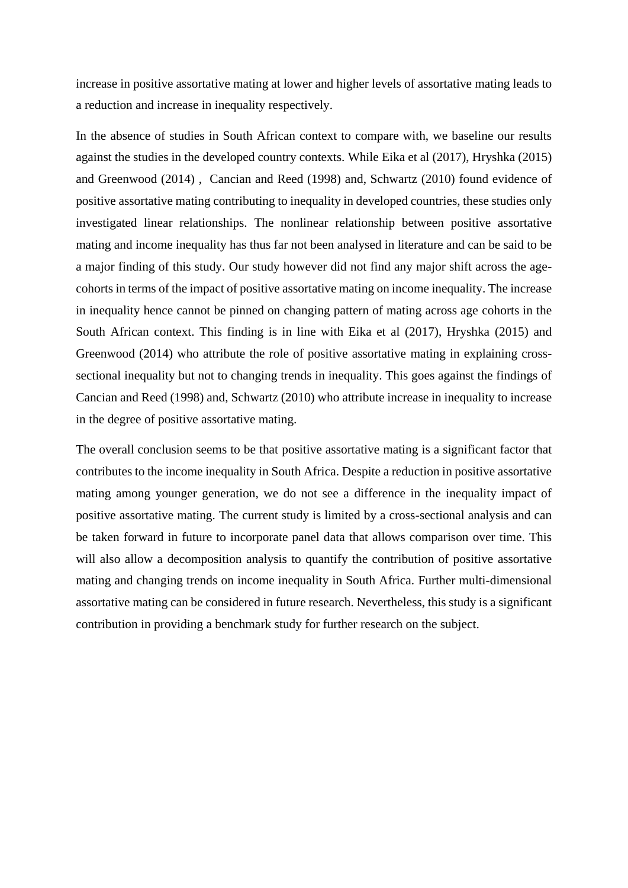increase in positive assortative mating at lower and higher levels of assortative mating leads to a reduction and increase in inequality respectively.

In the absence of studies in South African context to compare with, we baseline our results against the studies in the developed country contexts. While Eika et al (2017), Hryshka (2015) and Greenwood (2014) , Cancian and Reed (1998) and, Schwartz (2010) found evidence of positive assortative mating contributing to inequality in developed countries, these studies only investigated linear relationships. The nonlinear relationship between positive assortative mating and income inequality has thus far not been analysed in literature and can be said to be a major finding of this study. Our study however did not find any major shift across the age-cohorts in terms of the impact of positive assortative mating on income inequality. The increase in inequality hence cannot be pinned on changing pattern of mating across age cohorts in the South African context. This finding is in line with Eika et al (2017), Hryshka (2015) and Greenwood (2014) who attribute the role of positive assortative mating in explaining cross-sectional inequality but not to changing trends in inequality. This goes against the findings of Cancian and Reed (1998) and, Schwartz (2010) who attribute increase in inequality to increase in the degree of positive assortative mating.

The overall conclusion seems to be that positive assortative mating is a significant factor that contributes to the income inequality in South Africa. Despite a reduction in positive assortative mating among younger generation, we do not see a difference in the inequality impact of positive assortative mating. The current study is limited by a cross-sectional analysis and can be taken forward in future to incorporate panel data that allows comparison over time. This will also allow a decomposition analysis to quantify the contribution of positive assortative mating and changing trends on income inequality in South Africa. Further multi-dimensional assortative mating can be considered in future research. Nevertheless, this study is a significant contribution in providing a benchmark study for further research on the subject.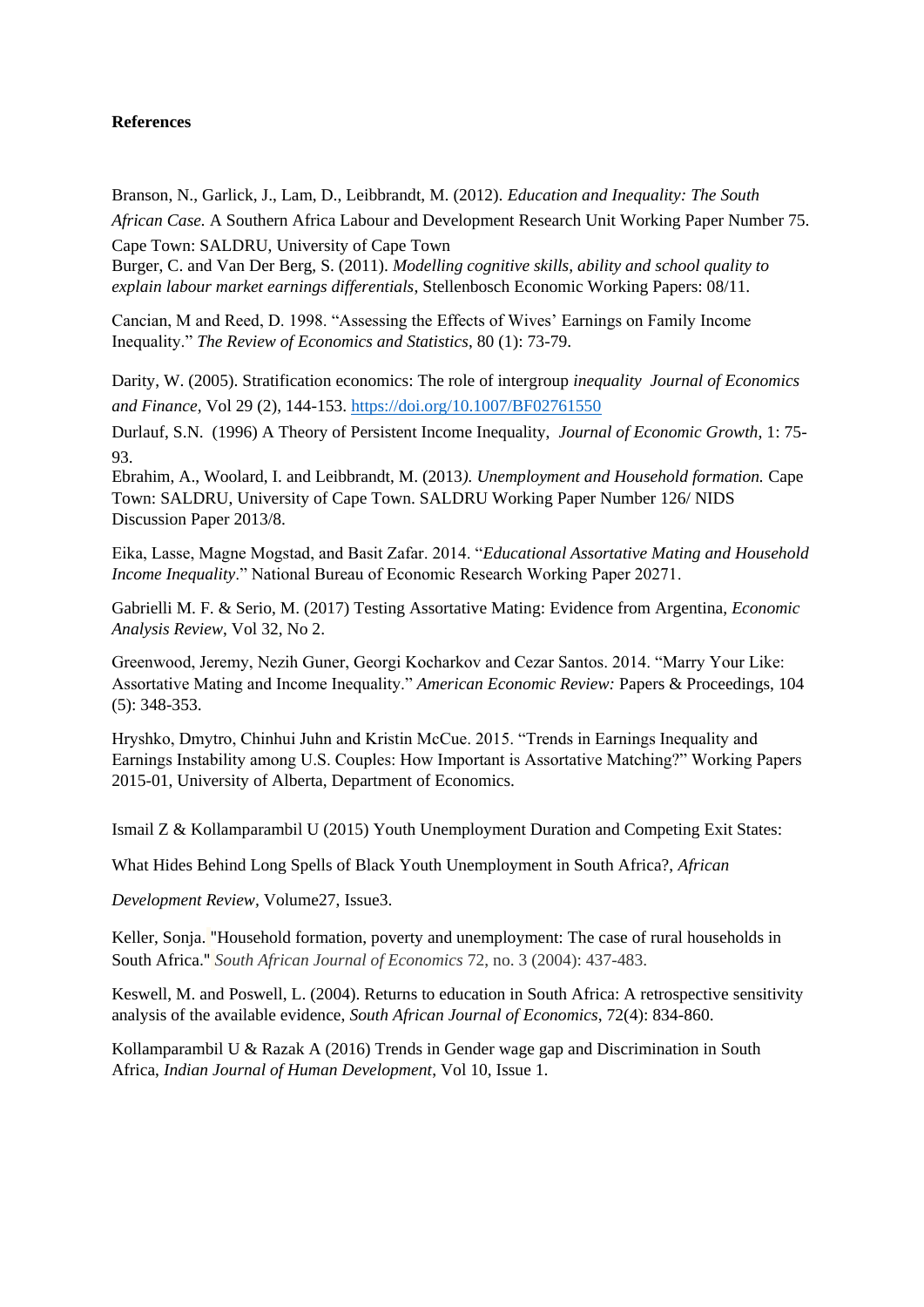**References**

Branson, N., Garlick, J., Lam, D., Leibbrandt, M. (2012). *Education and Inequality: The South African Case.* A Southern Africa Labour and Development Research Unit Working Paper Number 75. Cape Town: SALDRU, University of Cape Town

Burger, C. and Van Der Berg, S. (2011). *Modelling cognitive skills, ability and school quality to explain labour market earnings differentials*, Stellenbosch Economic Working Papers: 08/11.

Cancian, M and Reed, D. 1998. "Assessing the Effects of Wives' Earnings on Family Income Inequality." *The Review of Economics and Statistics*, 80 (1): 73-79.

Darity, W. (2005). Stratification economics: The role of intergroup *inequality Journal of Economics and Finance,* Vol 29 (2), 144-153. https://doi.org/10.1007/BF02761550

Durlauf, S.N. (1996) A Theory of Persistent Income Inequality, *Journal of Economic Growth*, 1: 75-93.

Ebrahim, A., Woolard, I. and Leibbrandt, M. (2013*). Unemployment and Household formation.* Cape Town: SALDRU, University of Cape Town. SALDRU Working Paper Number 126/ NIDS Discussion Paper 2013/8.

Eika, Lasse, Magne Mogstad, and Basit Zafar. 2014. "*Educational Assortative Mating and Household Income Inequality*." National Bureau of Economic Research Working Paper 20271.

Gabrielli M. F. & Serio, M. (2017) Testing Assortative Mating: Evidence from Argentina, *Economic Analysis Review*, Vol 32, No 2.

Greenwood, Jeremy, Nezih Guner, Georgi Kocharkov and Cezar Santos. 2014. "Marry Your Like: Assortative Mating and Income Inequality." *American Economic Review:* Papers & Proceedings, 104 (5): 348-353.

Hryshko, Dmytro, Chinhui Juhn and Kristin McCue. 2015. "Trends in Earnings Inequality and Earnings Instability among U.S. Couples: How Important is Assortative Matching?" Working Papers 2015-01, University of Alberta, Department of Economics.

Ismail Z & Kollamparambil U (2015) Youth Unemployment Duration and Competing Exit States: What Hides Behind Long Spells of Black Youth Unemployment in South Africa?, *African Development Review*, Volume27, Issue3.

Keller, Sonja. "Household formation, poverty and unemployment: The case of rural households in South Africa." *South African Journal of Economics* 72, no. 3 (2004): 437-483.

Keswell, M. and Poswell, L. (2004). Returns to education in South Africa: A retrospective sensitivity analysis of the available evidence, *South African Journal of Economics*, 72(4): 834-860.

Kollamparambil U & Razak A (2016) Trends in Gender wage gap and Discrimination in South Africa, *Indian Journal of Human Development*, Vol 10, Issue 1.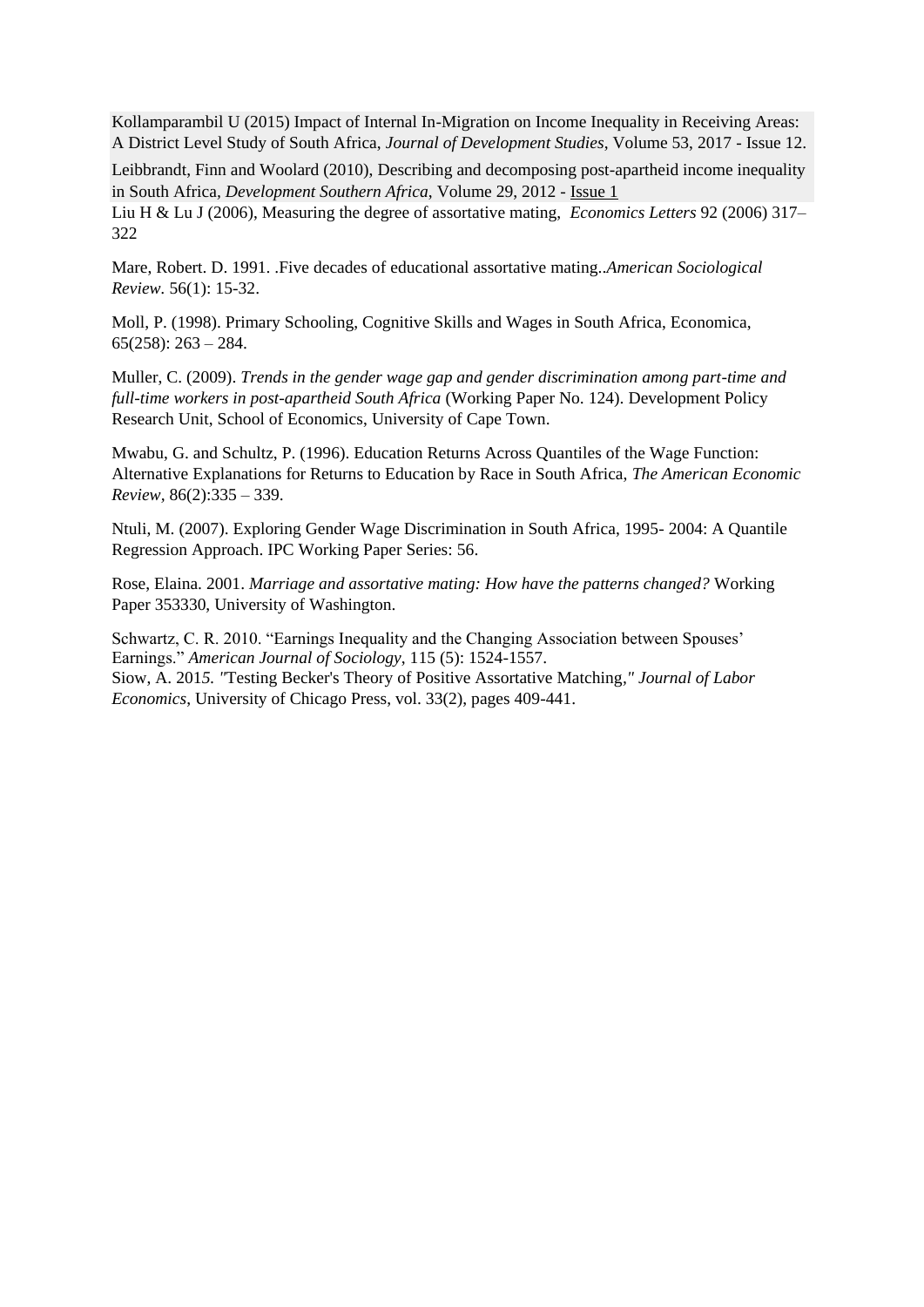Kollamparambil U (2015) Impact of Internal In-Migration on Income Inequality in Receiving Areas: A District Level Study of South Africa, *Journal of Development Studies*, Volume 53, 2017 - Issue 12.

Leibbrandt, Finn and Woolard (2010), Describing and decomposing post-apartheid income inequality in South Africa, *Development Southern Africa*, Volume 29, 2012 - Issue 1

Liu H & Lu J (2006), Measuring the degree of assortative mating, *Economics Letters* 92 (2006) 317–322

Mare, Robert. D. 1991. .Five decades of educational assortative mating..*American Sociological Review*. 56(1): 15-32.

Moll, P. (1998). Primary Schooling, Cognitive Skills and Wages in South Africa, Economica, 65(258): 263 – 284.

Muller, C. (2009). *Trends in the gender wage gap and gender discrimination among part-time and full-time workers in post-apartheid South Africa* (Working Paper No. 124). Development Policy Research Unit, School of Economics, University of Cape Town.

Mwabu, G. and Schultz, P. (1996). Education Returns Across Quantiles of the Wage Function: Alternative Explanations for Returns to Education by Race in South Africa, *The American Economic Review*, 86(2):335 – 339.

Ntuli, M. (2007). Exploring Gender Wage Discrimination in South Africa, 1995- 2004: A Quantile Regression Approach. IPC Working Paper Series: 56.

Rose, Elaina. 2001. *Marriage and assortative mating: How have the patterns changed?* Working Paper 353330, University of Washington.

Schwartz, C. R. 2010. "Earnings Inequality and the Changing Association between Spouses' Earnings." *American Journal of Sociology*, 115 (5): 1524-1557.

Siow, A. 2015. "Testing Becker's Theory of Positive Assortative Matching," *Journal of Labor Economics*, University of Chicago Press, vol. 33(2), pages 409-441.